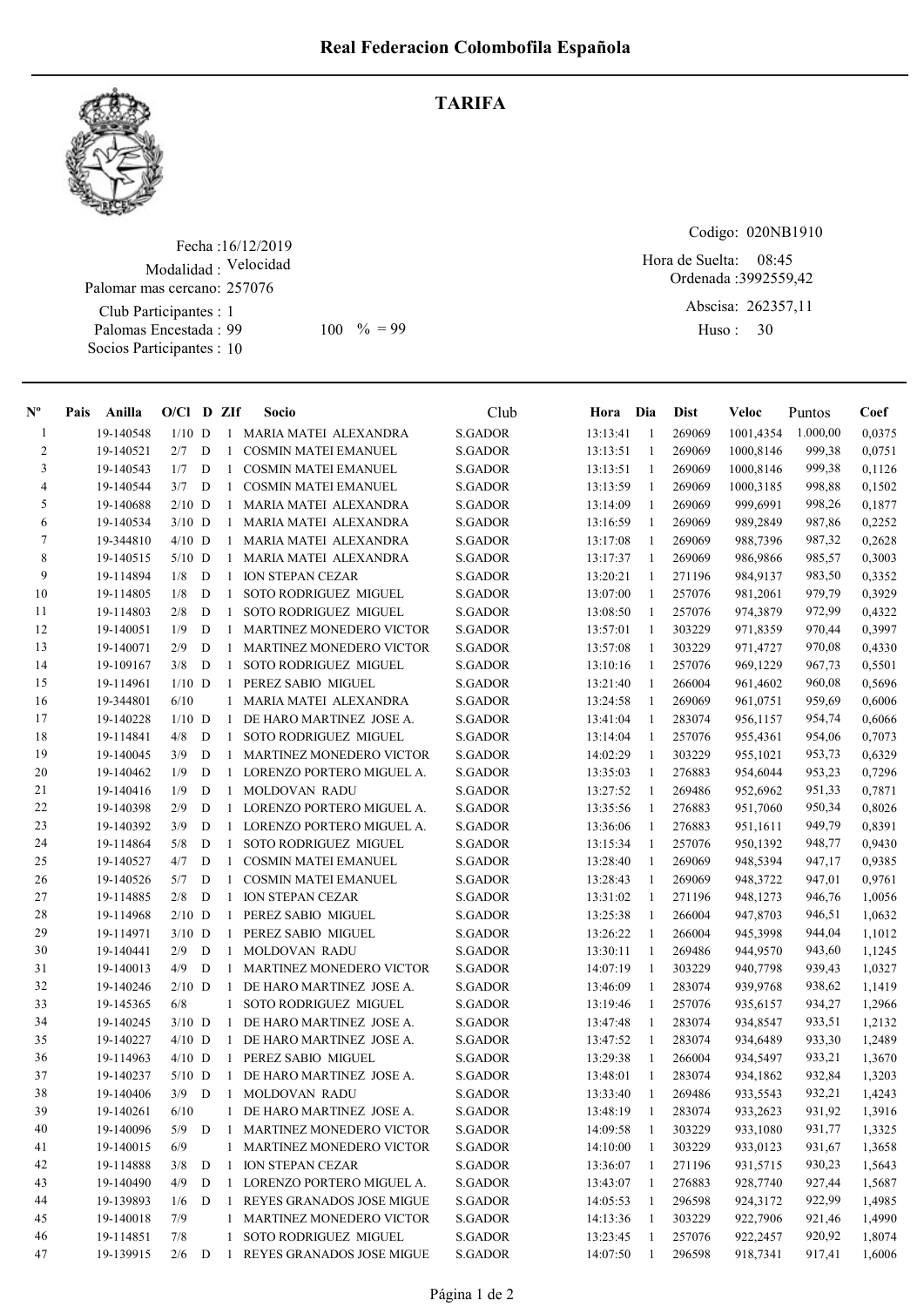# Real Federacion Colombofila Española

## TARIFA

Fecha :16/12/2019
Modalidad : Velocidad
Palomar mas cercano: 257076
Club Participantes : 1
Palomas Encestada : 99 100 % = 99
Socios Participantes : 10

Codigo: 020NB1910
Hora de Suelta: 08:45
Ordenada :3992559,42
Abscisa: 262357,11
Huso : 30

| Nº | Pais | Anilla | O/Cl | D | ZIf | Socio | Club | Hora | Dia | Dist | Veloc | Puntos | Coef |
|---|---|---|---|---|---|---|---|---|---|---|---|---|---|
| 1 | | 19-140548 | 1/10 | D | 1 | MARIA MATEI ALEXANDRA | S.GADOR | 13:13:41 | 1 | 269069 | 1001,4354 | 1.000,00 | 0,0375 |
| 2 | | 19-140521 | 2/7 | D | 1 | COSMIN MATEI EMANUEL | S.GADOR | 13:13:51 | 1 | 269069 | 1000,8146 | 999,38 | 0,0751 |
| 3 | | 19-140543 | 1/7 | D | 1 | COSMIN MATEI EMANUEL | S.GADOR | 13:13:51 | 1 | 269069 | 1000,8146 | 999,38 | 0,1126 |
| 4 | | 19-140544 | 3/7 | D | 1 | COSMIN MATEI EMANUEL | S.GADOR | 13:13:59 | 1 | 269069 | 1000,3185 | 998,88 | 0,1502 |
| 5 | | 19-140688 | 2/10 | D | 1 | MARIA MATEI ALEXANDRA | S.GADOR | 13:14:09 | 1 | 269069 | 999,6991 | 998,26 | 0,1877 |
| 6 | | 19-140534 | 3/10 | D | 1 | MARIA MATEI ALEXANDRA | S.GADOR | 13:16:59 | 1 | 269069 | 989,2849 | 987,86 | 0,2252 |
| 7 | | 19-344810 | 4/10 | D | 1 | MARIA MATEI ALEXANDRA | S.GADOR | 13:17:08 | 1 | 269069 | 988,7396 | 987,32 | 0,2628 |
| 8 | | 19-140515 | 5/10 | D | 1 | MARIA MATEI ALEXANDRA | S.GADOR | 13:17:37 | 1 | 269069 | 986,9866 | 985,57 | 0,3003 |
| 9 | | 19-114894 | 1/8 | D | 1 | ION STEPAN CEZAR | S.GADOR | 13:20:21 | 1 | 271196 | 984,9137 | 983,50 | 0,3352 |
| 10 | | 19-114805 | 1/8 | D | 1 | SOTO RODRIGUEZ MIGUEL | S.GADOR | 13:07:00 | 1 | 257076 | 981,2061 | 979,79 | 0,3929 |
| 11 | | 19-114803 | 2/8 | D | 1 | SOTO RODRIGUEZ MIGUEL | S.GADOR | 13:08:50 | 1 | 257076 | 974,3879 | 972,99 | 0,4322 |
| 12 | | 19-140051 | 1/9 | D | 1 | MARTINEZ MONEDERO VICTOR | S.GADOR | 13:57:01 | 1 | 303229 | 971,8359 | 970,44 | 0,3997 |
| 13 | | 19-140071 | 2/9 | D | 1 | MARTINEZ MONEDERO VICTOR | S.GADOR | 13:57:08 | 1 | 303229 | 971,4727 | 970,08 | 0,4330 |
| 14 | | 19-109167 | 3/8 | D | 1 | SOTO RODRIGUEZ MIGUEL | S.GADOR | 13:10:16 | 1 | 257076 | 969,1229 | 967,73 | 0,5501 |
| 15 | | 19-114961 | 1/10 | D | 1 | PEREZ SABIO MIGUEL | S.GADOR | 13:21:40 | 1 | 266004 | 961,4602 | 960,08 | 0,5696 |
| 16 | | 19-344801 | 6/10 | | 1 | MARIA MATEI ALEXANDRA | S.GADOR | 13:24:58 | 1 | 269069 | 961,0751 | 959,69 | 0,6006 |
| 17 | | 19-140228 | 1/10 | D | 1 | DE HARO MARTINEZ JOSE A. | S.GADOR | 13:41:04 | 1 | 283074 | 956,1157 | 954,74 | 0,6066 |
| 18 | | 19-114841 | 4/8 | D | 1 | SOTO RODRIGUEZ MIGUEL | S.GADOR | 13:14:04 | 1 | 257076 | 955,4361 | 954,06 | 0,7073 |
| 19 | | 19-140045 | 3/9 | D | 1 | MARTINEZ MONEDERO VICTOR | S.GADOR | 14:02:29 | 1 | 303229 | 955,1021 | 953,73 | 0,6329 |
| 20 | | 19-140462 | 1/9 | D | 1 | LORENZO PORTERO MIGUEL A. | S.GADOR | 13:35:03 | 1 | 276883 | 954,6044 | 953,23 | 0,7296 |
| 21 | | 19-140416 | 1/9 | D | 1 | MOLDOVAN RADU | S.GADOR | 13:27:52 | 1 | 269486 | 952,6962 | 951,33 | 0,7871 |
| 22 | | 19-140398 | 2/9 | D | 1 | LORENZO PORTERO MIGUEL A. | S.GADOR | 13:35:56 | 1 | 276883 | 951,7060 | 950,34 | 0,8026 |
| 23 | | 19-140392 | 3/9 | D | 1 | LORENZO PORTERO MIGUEL A. | S.GADOR | 13:36:06 | 1 | 276883 | 951,1611 | 949,79 | 0,8391 |
| 24 | | 19-114864 | 5/8 | D | 1 | SOTO RODRIGUEZ MIGUEL | S.GADOR | 13:15:34 | 1 | 257076 | 950,1392 | 948,77 | 0,9430 |
| 25 | | 19-140527 | 4/7 | D | 1 | COSMIN MATEI EMANUEL | S.GADOR | 13:28:40 | 1 | 269069 | 948,5394 | 947,17 | 0,9385 |
| 26 | | 19-140526 | 5/7 | D | 1 | COSMIN MATEI EMANUEL | S.GADOR | 13:28:43 | 1 | 269069 | 948,3722 | 947,01 | 0,9761 |
| 27 | | 19-114885 | 2/8 | D | 1 | ION STEPAN CEZAR | S.GADOR | 13:31:02 | 1 | 271196 | 948,1273 | 946,76 | 1,0056 |
| 28 | | 19-114968 | 2/10 | D | 1 | PEREZ SABIO MIGUEL | S.GADOR | 13:25:38 | 1 | 266004 | 947,8703 | 946,51 | 1,0632 |
| 29 | | 19-114971 | 3/10 | D | 1 | PEREZ SABIO MIGUEL | S.GADOR | 13:26:22 | 1 | 266004 | 945,3998 | 944,04 | 1,1012 |
| 30 | | 19-140441 | 2/9 | D | 1 | MOLDOVAN RADU | S.GADOR | 13:30:11 | 1 | 269486 | 944,9570 | 943,60 | 1,1245 |
| 31 | | 19-140013 | 4/9 | D | 1 | MARTINEZ MONEDERO VICTOR | S.GADOR | 14:07:19 | 1 | 303229 | 940,7798 | 939,43 | 1,0327 |
| 32 | | 19-140246 | 2/10 | D | 1 | DE HARO MARTINEZ JOSE A. | S.GADOR | 13:46:09 | 1 | 283074 | 939,9768 | 938,62 | 1,1419 |
| 33 | | 19-145365 | 6/8 | | 1 | SOTO RODRIGUEZ MIGUEL | S.GADOR | 13:19:46 | 1 | 257076 | 935,6157 | 934,27 | 1,2966 |
| 34 | | 19-140245 | 3/10 | D | 1 | DE HARO MARTINEZ JOSE A. | S.GADOR | 13:47:48 | 1 | 283074 | 934,8547 | 933,51 | 1,2132 |
| 35 | | 19-140227 | 4/10 | D | 1 | DE HARO MARTINEZ JOSE A. | S.GADOR | 13:47:52 | 1 | 283074 | 934,6489 | 933,30 | 1,2489 |
| 36 | | 19-114963 | 4/10 | D | 1 | PEREZ SABIO MIGUEL | S.GADOR | 13:29:38 | 1 | 266004 | 934,5497 | 933,21 | 1,3670 |
| 37 | | 19-140237 | 5/10 | D | 1 | DE HARO MARTINEZ JOSE A. | S.GADOR | 13:48:01 | 1 | 283074 | 934,1862 | 932,84 | 1,3203 |
| 38 | | 19-140406 | 3/9 | D | 1 | MOLDOVAN RADU | S.GADOR | 13:33:40 | 1 | 269486 | 933,5543 | 932,21 | 1,4243 |
| 39 | | 19-140261 | 6/10 | | 1 | DE HARO MARTINEZ JOSE A. | S.GADOR | 13:48:19 | 1 | 283074 | 933,2623 | 931,92 | 1,3916 |
| 40 | | 19-140096 | 5/9 | D | 1 | MARTINEZ MONEDERO VICTOR | S.GADOR | 14:09:58 | 1 | 303229 | 933,1080 | 931,77 | 1,3325 |
| 41 | | 19-140015 | 6/9 | | 1 | MARTINEZ MONEDERO VICTOR | S.GADOR | 14:10:00 | 1 | 303229 | 933,0123 | 931,67 | 1,3658 |
| 42 | | 19-114888 | 3/8 | D | 1 | ION STEPAN CEZAR | S.GADOR | 13:36:07 | 1 | 271196 | 931,5715 | 930,23 | 1,5643 |
| 43 | | 19-140490 | 4/9 | D | 1 | LORENZO PORTERO MIGUEL A. | S.GADOR | 13:43:07 | 1 | 276883 | 928,7740 | 927,44 | 1,5687 |
| 44 | | 19-139893 | 1/6 | D | 1 | REYES GRANADOS JOSE MIGUE | S.GADOR | 14:05:53 | 1 | 296598 | 924,3172 | 922,99 | 1,4985 |
| 45 | | 19-140018 | 7/9 | | 1 | MARTINEZ MONEDERO VICTOR | S.GADOR | 14:13:36 | 1 | 303229 | 922,7906 | 921,46 | 1,4990 |
| 46 | | 19-114851 | 7/8 | | 1 | SOTO RODRIGUEZ MIGUEL | S.GADOR | 13:23:45 | 1 | 257076 | 922,2457 | 920,92 | 1,8074 |
| 47 | | 19-139915 | 2/6 | D | 1 | REYES GRANADOS JOSE MIGUE | S.GADOR | 14:07:50 | 1 | 296598 | 918,7341 | 917,41 | 1,6006 |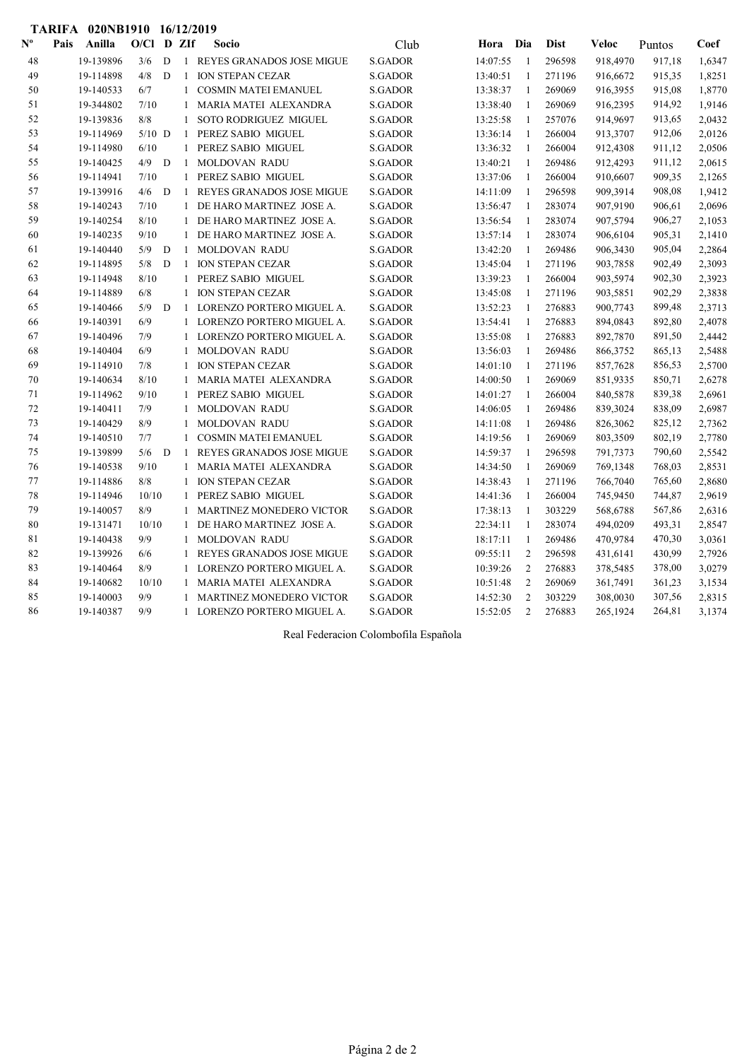**TARIFA 020NB1910 16/12/2019**

| Nº | Pais | Anilla | O/Cl | D | ZIf | Socio | Club | Hora | Dia | Dist | Veloc | Puntos | Coef |
|---|---|---|---|---|---|---|---|---|---|---|---|---|---|
| 48 | | 19-139896 | 3/6 | D | 1 | REYES GRANADOS JOSE MIGUE | S.GADOR | 14:07:55 | 1 | 296598 | 918,4970 | 917,18 | 1,6347 |
| 49 | | 19-114898 | 4/8 | D | 1 | ION STEPAN CEZAR | S.GADOR | 13:40:51 | 1 | 271196 | 916,6672 | 915,35 | 1,8251 |
| 50 | | 19-140533 | 6/7 | | 1 | COSMIN MATEI EMANUEL | S.GADOR | 13:38:37 | 1 | 269069 | 916,3955 | 915,08 | 1,8770 |
| 51 | | 19-344802 | 7/10 | | 1 | MARIA MATEI ALEXANDRA | S.GADOR | 13:38:40 | 1 | 269069 | 916,2395 | 914,92 | 1,9146 |
| 52 | | 19-139836 | 8/8 | | 1 | SOTO RODRIGUEZ MIGUEL | S.GADOR | 13:25:58 | 1 | 257076 | 914,9697 | 913,65 | 2,0432 |
| 53 | | 19-114969 | 5/10 | D | 1 | PEREZ SABIO MIGUEL | S.GADOR | 13:36:14 | 1 | 266004 | 913,3707 | 912,06 | 2,0126 |
| 54 | | 19-114980 | 6/10 | | 1 | PEREZ SABIO MIGUEL | S.GADOR | 13:36:32 | 1 | 266004 | 912,4308 | 911,12 | 2,0506 |
| 55 | | 19-140425 | 4/9 | D | 1 | MOLDOVAN RADU | S.GADOR | 13:40:21 | 1 | 269486 | 912,4293 | 911,12 | 2,0615 |
| 56 | | 19-114941 | 7/10 | | 1 | PEREZ SABIO MIGUEL | S.GADOR | 13:37:06 | 1 | 266004 | 910,6607 | 909,35 | 2,1265 |
| 57 | | 19-139916 | 4/6 | D | 1 | REYES GRANADOS JOSE MIGUE | S.GADOR | 14:11:09 | 1 | 296598 | 909,3914 | 908,08 | 1,9412 |
| 58 | | 19-140243 | 7/10 | | 1 | DE HARO MARTINEZ JOSE A. | S.GADOR | 13:56:47 | 1 | 283074 | 907,9190 | 906,61 | 2,0696 |
| 59 | | 19-140254 | 8/10 | | 1 | DE HARO MARTINEZ JOSE A. | S.GADOR | 13:56:54 | 1 | 283074 | 907,5794 | 906,27 | 2,1053 |
| 60 | | 19-140235 | 9/10 | | 1 | DE HARO MARTINEZ JOSE A. | S.GADOR | 13:57:14 | 1 | 283074 | 906,6104 | 905,31 | 2,1410 |
| 61 | | 19-140440 | 5/9 | D | 1 | MOLDOVAN RADU | S.GADOR | 13:42:20 | 1 | 269486 | 906,3430 | 905,04 | 2,2864 |
| 62 | | 19-114895 | 5/8 | D | 1 | ION STEPAN CEZAR | S.GADOR | 13:45:04 | 1 | 271196 | 903,7858 | 902,49 | 2,3093 |
| 63 | | 19-114948 | 8/10 | | 1 | PEREZ SABIO MIGUEL | S.GADOR | 13:39:23 | 1 | 266004 | 903,5974 | 902,30 | 2,3923 |
| 64 | | 19-114889 | 6/8 | | 1 | ION STEPAN CEZAR | S.GADOR | 13:45:08 | 1 | 271196 | 903,5851 | 902,29 | 2,3838 |
| 65 | | 19-140466 | 5/9 | D | 1 | LORENZO PORTERO MIGUEL A. | S.GADOR | 13:52:23 | 1 | 276883 | 900,7743 | 899,48 | 2,3713 |
| 66 | | 19-140391 | 6/9 | | 1 | LORENZO PORTERO MIGUEL A. | S.GADOR | 13:54:41 | 1 | 276883 | 894,0843 | 892,80 | 2,4078 |
| 67 | | 19-140496 | 7/9 | | 1 | LORENZO PORTERO MIGUEL A. | S.GADOR | 13:55:08 | 1 | 276883 | 892,7870 | 891,50 | 2,4442 |
| 68 | | 19-140404 | 6/9 | | 1 | MOLDOVAN RADU | S.GADOR | 13:56:03 | 1 | 269486 | 866,3752 | 865,13 | 2,5488 |
| 69 | | 19-114910 | 7/8 | | 1 | ION STEPAN CEZAR | S.GADOR | 14:01:10 | 1 | 271196 | 857,7628 | 856,53 | 2,5700 |
| 70 | | 19-140634 | 8/10 | | 1 | MARIA MATEI ALEXANDRA | S.GADOR | 14:00:50 | 1 | 269069 | 851,9335 | 850,71 | 2,6278 |
| 71 | | 19-114962 | 9/10 | | 1 | PEREZ SABIO MIGUEL | S.GADOR | 14:01:27 | 1 | 266004 | 840,5878 | 839,38 | 2,6961 |
| 72 | | 19-140411 | 7/9 | | 1 | MOLDOVAN RADU | S.GADOR | 14:06:05 | 1 | 269486 | 839,3024 | 838,09 | 2,6987 |
| 73 | | 19-140429 | 8/9 | | 1 | MOLDOVAN RADU | S.GADOR | 14:11:08 | 1 | 269486 | 826,3062 | 825,12 | 2,7362 |
| 74 | | 19-140510 | 7/7 | | 1 | COSMIN MATEI EMANUEL | S.GADOR | 14:19:56 | 1 | 269069 | 803,3509 | 802,19 | 2,7780 |
| 75 | | 19-139899 | 5/6 | D | 1 | REYES GRANADOS JOSE MIGUE | S.GADOR | 14:59:37 | 1 | 296598 | 791,7373 | 790,60 | 2,5542 |
| 76 | | 19-140538 | 9/10 | | 1 | MARIA MATEI ALEXANDRA | S.GADOR | 14:34:50 | 1 | 269069 | 769,1348 | 768,03 | 2,8531 |
| 77 | | 19-114886 | 8/8 | | 1 | ION STEPAN CEZAR | S.GADOR | 14:38:43 | 1 | 271196 | 766,7040 | 765,60 | 2,8680 |
| 78 | | 19-114946 | 10/10 | | 1 | PEREZ SABIO MIGUEL | S.GADOR | 14:41:36 | 1 | 266004 | 745,9450 | 744,87 | 2,9619 |
| 79 | | 19-140057 | 8/9 | | 1 | MARTINEZ MONEDERO VICTOR | S.GADOR | 17:38:13 | 1 | 303229 | 568,6788 | 567,86 | 2,6316 |
| 80 | | 19-131471 | 10/10 | | 1 | DE HARO MARTINEZ JOSE A. | S.GADOR | 22:34:11 | 1 | 283074 | 494,0209 | 493,31 | 2,8547 |
| 81 | | 19-140438 | 9/9 | | 1 | MOLDOVAN RADU | S.GADOR | 18:17:11 | 1 | 269486 | 470,9784 | 470,30 | 3,0361 |
| 82 | | 19-139926 | 6/6 | | 1 | REYES GRANADOS JOSE MIGUE | S.GADOR | 09:55:11 | 2 | 296598 | 431,6141 | 430,99 | 2,7926 |
| 83 | | 19-140464 | 8/9 | | 1 | LORENZO PORTERO MIGUEL A. | S.GADOR | 10:39:26 | 2 | 276883 | 378,5485 | 378,00 | 3,0279 |
| 84 | | 19-140682 | 10/10 | | 1 | MARIA MATEI ALEXANDRA | S.GADOR | 10:51:48 | 2 | 269069 | 361,7491 | 361,23 | 3,1534 |
| 85 | | 19-140003 | 9/9 | | 1 | MARTINEZ MONEDERO VICTOR | S.GADOR | 14:52:30 | 2 | 303229 | 308,0030 | 307,56 | 2,8315 |
| 86 | | 19-140387 | 9/9 | | 1 | LORENZO PORTERO MIGUEL A. | S.GADOR | 15:52:05 | 2 | 276883 | 265,1924 | 264,81 | 3,1374 |

Real Federacion Colombofila Española